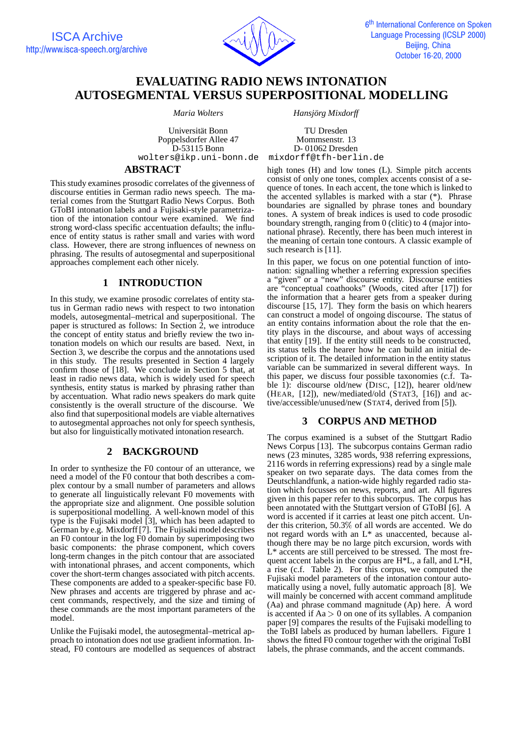# EVALUATING RADIO NEWS INTONATION AUTOSEGMENTAL VERSUS SUPERPOSITIONAL MODELLING

*Maria Wolters* — Universität Bonn, Poppelsdorfer Allee 47, D-53115 Bonn, wolters@ikp.uni-bonn.de

*Hansjörg Mixdorff* — TU Dresden, Mommsenstr. 13, D- 01062 Dresden, mixdorff@tfh-berlin.de

## ABSTRACT

This study examines prosodic correlates of the givenness of discourse entities in German radio news speech. The material comes from the Stuttgart Radio News Corpus. Both GToBI intonation labels and a Fujisaki-style parametrization of the intonation contour were examined. We find strong word-class specific accentuation defaults; the influence of entity status is rather small and varies with word class. However, there are strong influences of newness on phrasing. The results of autosegmental and superpositional approaches complement each other nicely.

## 1 INTRODUCTION

In this study, we examine prosodic correlates of entity status in German radio news with respect to two intonation models, autosegmental–metrical and superpositional. The paper is structured as follows: In Section 2, we introduce the concept of entity status and briefly review the two intonation models on which our results are based. Next, in Section 3, we describe the corpus and the annotations used in this study. The results presented in Section 4 largely confirm those of [18]. We conclude in Section 5 that, at least in radio news data, which is widely used for speech synthesis, entity status is marked by phrasing rather than by accentuation. What radio news speakers do mark quite consistently is the overall structure of the discourse. We also find that superpositional models are viable alternatives to autosegmental approaches not only for speech synthesis, but also for linguistically motivated intonation research.

## 2 BACKGROUND

In order to synthesize the F0 contour of an utterance, we need a model of the F0 contour that both describes a complex contour by a small number of parameters and allows to generate all linguistically relevant F0 movements with the appropriate size and alignment. One possible solution is superpositional modelling. A well-known model of this type is the Fujisaki model [3], which has been adapted to German by e.g. Mixdorff [7]. The Fujisaki model describes an F0 contour in the log F0 domain by superimposing two basic components: the phrase component, which covers long-term changes in the pitch contour that are associated with intonational phrases, and accent components, which cover the short-term changes associated with pitch accents. These components are added to a speaker-specific base F0. New phrases and accents are triggered by phrase and accent commands, respectively, and the size and timing of these commands are the most important parameters of the model.

Unlike the Fujisaki model, the autosegmental–metrical approach to intonation does not use gradient information. Instead, F0 contours are modelled as sequences of abstract high tones (H) and low tones (L). Simple pitch accents consist of only one tones, complex accents consist of a sequence of tones. In each accent, the tone which is linked to the accented syllables is marked with a star (*). Phrase boundaries are signalled by phrase tones and boundary tones. A system of break indices is used to code prosodic boundary strength, ranging from 0 (clitic) to 4 (major intonational phrase). Recently, there has been much interest in the meaning of certain tone contours. A classic example of such research is [11].

In this paper, we focus on one potential function of intonation: signalling whether a referring expression specifies a "given" or a "new" discourse entity. Discourse entities are "conceptual coathooks" (Woods, cited after [17]) for the information that a hearer gets from a speaker during discourse [15, 17]. They form the basis on which hearers can construct a model of ongoing discourse. The status of an entity contains information about the role that the entity plays in the discourse, and about ways of accessing that entity [19]. If the entity still needs to be constructed, its status tells the hearer how he can build an initial description of it. The detailed information in the entity status variable can be summarized in several different ways. In this paper, we discuss four possible taxonomies (c.f. Table 1): discourse old/new (DISC, [12]), hearer old/new (HEAR, [12]), new/mediated/old (STAT3, [16]) and active/accessible/unused/new (STAT4, derived from [5]).

## 3 CORPUS AND METHOD

The corpus examined is a subset of the Stuttgart Radio News Corpus [13]. The subcorpus contains German radio news (23 minutes, 3285 words, 938 referring expressions, 2116 words in referring expressions) read by a single male speaker on two separate days. The data comes from the Deutschlandfunk, a nation-wide highly regarded radio station which focusses on news, reports, and art. All figures given in this paper refer to this subcorpus. The corpus has been annotated with the Stuttgart version of GToBI [6]. A word is accented if it carries at least one pitch accent. Under this criterion, 50.3% of all words are accented. We do not regard words with an L* as unaccented, because although there may be no large pitch excursion, words with L* accents are still perceived to be stressed. The most frequent accent labels in the corpus are H*L, a fall, and L*H, a rise (c.f. Table 2). For this corpus, we computed the Fujisaki model parameters of the intonation contour automatically using a novel, fully automatic approach [8]. We will mainly be concerned with accent command amplitude (Aa) and phrase command magnitude (Ap) here. A word is accented if Aa $>$ 0 on one of its syllables. A companion paper [9] compares the results of the Fujisaki modelling to the ToBI labels as produced by human labellers. Figure 1 shows the fitted F0 contour together with the original ToBI labels, the phrase commands, and the accent commands.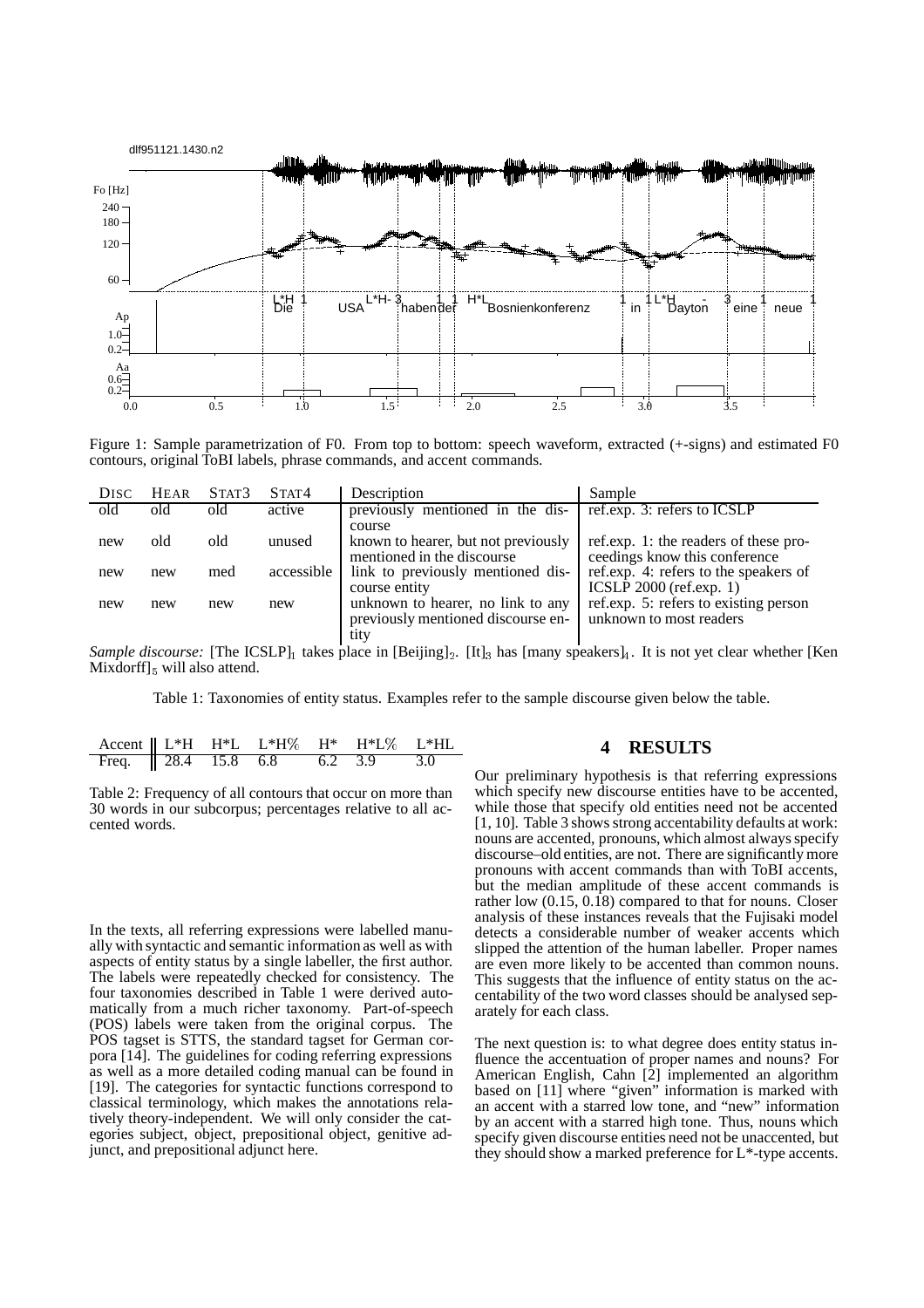Figure 1: Sample parametrization of F0. From top to bottom: speech waveform, extracted (+-signs) and estimated F0 contours, original ToBI labels, phrase commands, and accent commands.

| DISC | HEAR | STAT3 | STAT4 | Description | Sample |
|---|---|---|---|---|---|
| old | old | old | active | previously mentioned in the discourse | ref.exp. 3: refers to ICSLP |
| new | old | old | unused | known to hearer, but not previously mentioned in the discourse | ref.exp. 1: the readers of these proceedings know this conference |
| new | new | med | accessible | link to previously mentioned discourse entity | ref.exp. 4: refers to the speakers of ICSLP 2000 (ref.exp. 1) |
| new | new | new | new | unknown to hearer, no link to any previously mentioned discourse entity | ref.exp. 5: refers to existing person unknown to most readers |

*Sample discourse:* [The ICSLP]$_1$ takes place in [Beijing]$_2$. [It]$_3$ has [many speakers]$_4$. It is not yet clear whether [Ken Mixdorff]$_5$ will also attend.

Table 1: Taxonomies of entity status. Examples refer to the sample discourse given below the table.

| Accent | L*H | H*L | L*H% | H* | H*L% | L*HL |
|---|---|---|---|---|---|---|
| Freq. | 28.4 | 15.8 | 6.8 | 6.2 | 3.9 | 3.0 |

Table 2: Frequency of all contours that occur on more than 30 words in our subcorpus; percentages relative to all accented words.

In the texts, all referring expressions were labelled manually with syntactic and semantic information as well as with aspects of entity status by a single labeller, the first author. The labels were repeatedly checked for consistency. The four taxonomies described in Table 1 were derived automatically from a much richer taxonomy. Part-of-speech (POS) labels were taken from the original corpus. The POS tagset is STTS, the standard tagset for German corpora [14]. The guidelines for coding referring expressions as well as a more detailed coding manual can be found in [19]. The categories for syntactic functions correspond to classical terminology, which makes the annotations relatively theory-independent. We will only consider the categories subject, object, prepositional object, genitive adjunct, and prepositional adjunct here.

## 4 RESULTS

Our preliminary hypothesis is that referring expressions which specify new discourse entities have to be accented, while those that specify old entities need not be accented [1, 10]. Table 3 shows strong accentability defaults at work: nouns are accented, pronouns, which almost always specify discourse–old entities, are not. There are significantly more pronouns with accent commands than with ToBI accents, but the median amplitude of these accent commands is rather low (0.15, 0.18) compared to that for nouns. Closer analysis of these instances reveals that the Fujisaki model detects a considerable number of weaker accents which slipped the attention of the human labeller. Proper names are even more likely to be accented than common nouns. This suggests that the influence of entity status on the accentability of the two word classes should be analysed separately for each class.

The next question is: to what degree does entity status influence the accentuation of proper names and nouns? For American English, Cahn [2] implemented an algorithm based on [11] where "given" information is marked with an accent with a starred low tone, and "new" information by an accent with a starred high tone. Thus, nouns which specify given discourse entities need not be unaccented, but they should show a marked preference for L*-type accents.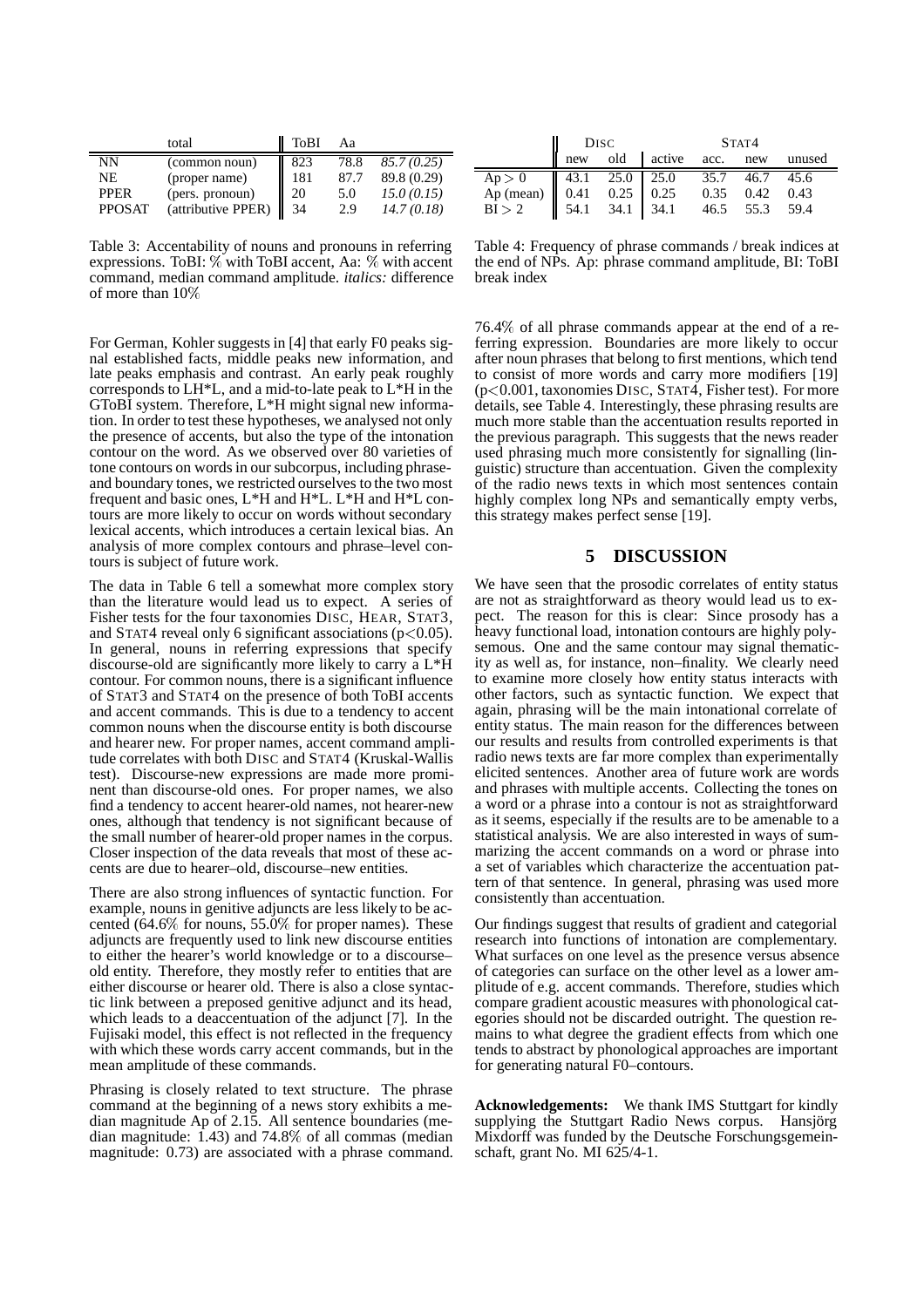| | total | ToBI | Aa | |
|---|---|---|---|---|
| NN | (common noun) | 823 | 78.8 | *85.7 (0.25)* |
| NE | (proper name) | 181 | 87.7 | 89.8 (0.29) |
| PPER | (pers. pronoun) | 20 | 5.0 | *15.0 (0.15)* |
| PPOSAT | (attributive PPER) | 34 | 2.9 | *14.7 (0.18)* |

Table 3: Accentability of nouns and pronouns in referring expressions. ToBI: % with ToBI accent, Aa: % with accent command, median command amplitude. *italics:* difference of more than 10%

| | DISC | | STAT4 | | | |
|---|---|---|---|---|---|---|
| | new | old | active | acc. | new | unused |
| Ap > 0 | 43.1 | 25.0 | 25.0 | 35.7 | 46.7 | 45.6 |
| Ap (mean) | 0.41 | 0.25 | 0.25 | 0.35 | 0.42 | 0.43 |
| BI > 2 | 54.1 | 34.1 | 34.1 | 46.5 | 55.3 | 59.4 |

Table 4: Frequency of phrase commands / break indices at the end of NPs. Ap: phrase command amplitude, BI: ToBI break index

For German, Kohler suggests in [4] that early F0 peaks signal established facts, middle peaks new information, and late peaks emphasis and contrast. An early peak roughly corresponds to LH*L, and a mid-to-late peak to L*H in the GToBI system. Therefore, L*H might signal new information. In order to test these hypotheses, we analysed not only the presence of accents, but also the type of the intonation contour on the word. As we observed over 80 varieties of tone contours on words in our subcorpus, including phrase- and boundary tones, we restricted ourselves to the two most frequent and basic ones, L*H and H*L. L*H and H*L contours are more likely to occur on words without secondary lexical accents, which introduces a certain lexical bias. An analysis of more complex contours and phrase–level contours is subject of future work.

The data in Table 6 tell a somewhat more complex story than the literature would lead us to expect. A series of Fisher tests for the four taxonomies DISC, HEAR, STAT3, and STAT4 reveal only 6 significant associations ($p<0.05$). In general, nouns in referring expressions that specify discourse-old are significantly more likely to carry a L*H contour. For common nouns, there is a significant influence of STAT3 and STAT4 on the presence of both ToBI accents and accent commands. This is due to a tendency to accent common nouns when the discourse entity is both discourse and hearer new. For proper names, accent command amplitude correlates with both DISC and STAT4 (Kruskal-Wallis test). Discourse-new expressions are made more prominent than discourse-old ones. For proper names, we also find a tendency to accent hearer-old names, not hearer-new ones, although that tendency is not significant because of the small number of hearer-old proper names in the corpus. Closer inspection of the data reveals that most of these accents are due to hearer–old, discourse–new entities.

There are also strong influences of syntactic function. For example, nouns in genitive adjuncts are less likely to be accented (64.6% for nouns, 55.0% for proper names). These adjuncts are frequently used to link new discourse entities to either the hearer's world knowledge or to a discourse–old entity. Therefore, they mostly refer to entities that are either discourse or hearer old. There is also a close syntactic link between a preposed genitive adjunct and its head, which leads to a deaccentuation of the adjunct [7]. In the Fujisaki model, this effect is not reflected in the frequency with which these words carry accent commands, but in the mean amplitude of these commands.

Phrasing is closely related to text structure. The phrase command at the beginning of a news story exhibits a median magnitude Ap of 2.15. All sentence boundaries (median magnitude: 1.43) and 74.8% of all commas (median magnitude: 0.73) are associated with a phrase command. 76.4% of all phrase commands appear at the end of a referring expression. Boundaries are more likely to occur after noun phrases that belong to first mentions, which tend to consist of more words and carry more modifiers [19] ($p<0.001$, taxonomies DISC, STAT4, Fisher test). For more details, see Table 4. Interestingly, these phrasing results are much more stable than the accentuation results reported in the previous paragraph. This suggests that the news reader used phrasing much more consistently for signalling (linguistic) structure than accentuation. Given the complexity of the radio news texts in which most sentences contain highly complex long NPs and semantically empty verbs, this strategy makes perfect sense [19].

## 5 DISCUSSION

We have seen that the prosodic correlates of entity status are not as straightforward as theory would lead us to expect. The reason for this is clear: Since prosody has a heavy functional load, intonation contours are highly polysemous. One and the same contour may signal thematicity as well as, for instance, non–finality. We clearly need to examine more closely how entity status interacts with other factors, such as syntactic function. We expect that again, phrasing will be the main intonational correlate of entity status. The main reason for the differences between our results and results from controlled experiments is that radio news texts are far more complex than experimentally elicited sentences. Another area of future work are words and phrases with multiple accents. Collecting the tones on a word or a phrase into a contour is not as straightforward as it seems, especially if the results are to be amenable to a statistical analysis. We are also interested in ways of summarizing the accent commands on a word or phrase into a set of variables which characterize the accentuation pattern of that sentence. In general, phrasing was used more consistently than accentuation.

Our findings suggest that results of gradient and categorial research into functions of intonation are complementary. What surfaces on one level as the presence versus absence of categories can surface on the other level as a lower amplitude of e.g. accent commands. Therefore, studies which compare gradient acoustic measures with phonological categories should not be discarded outright. The question remains to what degree the gradient effects from which one tends to abstract by phonological approaches are important for generating natural F0–contours.

**Acknowledgements:** We thank IMS Stuttgart for kindly supplying the Stuttgart Radio News corpus. Hansjörg Mixdorff was funded by the Deutsche Forschungsgemeinschaft, grant No. MI 625/4-1.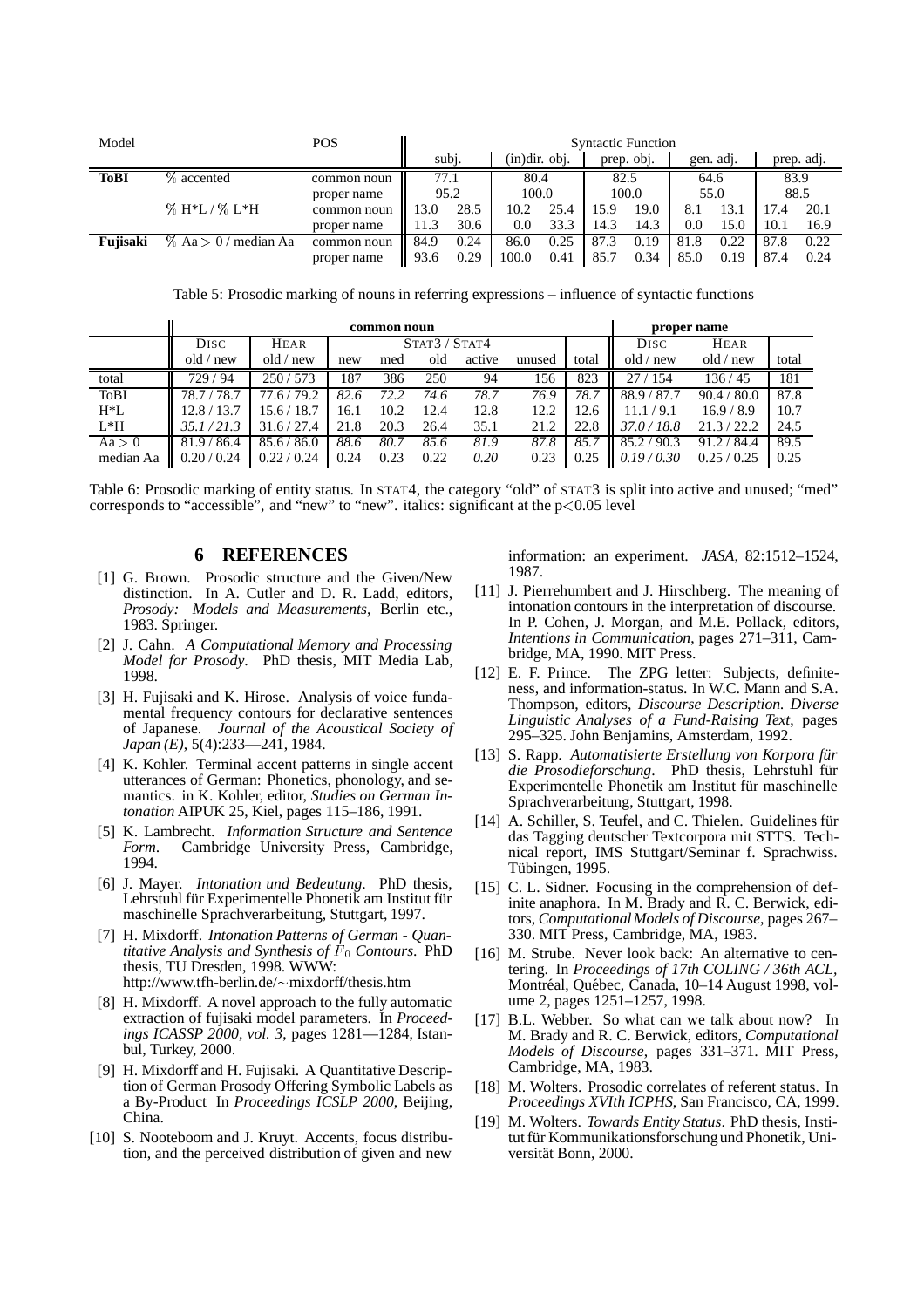| Model | | POS | Syntactic Function | | | | | | | | | |
|---|---|---|---|---|---|---|---|---|---|---|---|---|
| | | | subj. | | (in)dir. obj. | | prep. obj. | | gen. adj. | | prep. adj. | |
| **ToBI** | % accented | common noun | 77.1 | | 80.4 | | 82.5 | | 64.6 | | 83.9 | |
| | | proper name | 95.2 | | 100.0 | | 100.0 | | 55.0 | | 88.5 | |
| | % H*L / % L*H | common noun | 13.0 | 28.5 | 10.2 | 25.4 | 15.9 | 19.0 | 8.1 | 13.1 | 17.4 | 20.1 |
| | | proper name | 11.3 | 30.6 | 0.0 | 33.3 | 14.3 | 14.3 | 0.0 | 15.0 | 10.1 | 16.9 |
| **Fujisaki** | % Aa > 0 / median Aa | common noun | 84.9 | 0.24 | 86.0 | 0.25 | 87.3 | 0.19 | 81.8 | 0.22 | 87.8 | 0.22 |
| | | proper name | 93.6 | 0.29 | 100.0 | 0.41 | 85.7 | 0.34 | 85.0 | 0.19 | 87.4 | 0.24 |

Table 5: Prosodic marking of nouns in referring expressions – influence of syntactic functions

| | **common noun** | | | | | | | | **proper name** | | |
|---|---|---|---|---|---|---|---|---|---|---|---|
| | DISC | HEAR | STAT3 / STAT4 | | | | | | DISC | HEAR | |
| | old / new | old / new | new | med | old | active | unused | total | old / new | old / new | total |
| total | 729 / 94 | 250 / 573 | 187 | 386 | 250 | 94 | 156 | 823 | 27 / 154 | 136 / 45 | 181 |
| ToBI | 78.7 / 78.7 | 77.6 / 79.2 | *82.6* | *72.2* | *74.6* | *78.7* | *76.9* | *78.7* | 88.9 / 87.7 | 90.4 / 80.0 | 87.8 |
| H*L | 12.8 / 13.7 | 15.6 / 18.7 | 16.1 | 10.2 | 12.4 | 12.8 | 12.2 | 12.6 | 11.1 / 9.1 | 16.9 / 8.9 | 10.7 |
| L*H | *35.1 / 21.3* | 31.6 / 27.4 | 21.8 | 20.3 | 26.4 | 35.1 | 21.2 | 22.8 | *37.0 / 18.8* | 21.3 / 22.2 | 24.5 |
| Aa > 0 | 81.9 / 86.4 | 85.6 / 86.0 | *88.6* | *80.7* | *85.6* | *81.9* | *87.8* | *85.7* | 85.2 / 90.3 | 91.2 / 84.4 | 89.5 |
| median Aa | 0.20 / 0.24 | 0.22 / 0.24 | 0.24 | 0.23 | 0.22 | *0.20* | 0.23 | 0.25 | *0.19 / 0.30* | 0.25 / 0.25 | 0.25 |

Table 6: Prosodic marking of entity status. In STAT4, the category "old" of STAT3 is split into active and unused; "med" corresponds to "accessible", and "new" to "new". italics: significant at the $p<0.05$ level

## 6 REFERENCES

[1] G. Brown. Prosodic structure and the Given/New distinction. In A. Cutler and D. R. Ladd, editors, *Prosody: Models and Measurements*, Berlin etc., 1983. Springer.

[2] J. Cahn. *A Computational Memory and Processing Model for Prosody*. PhD thesis, MIT Media Lab, 1998.

[3] H. Fujisaki and K. Hirose. Analysis of voice fundamental frequency contours for declarative sentences of Japanese. *Journal of the Acoustical Society of Japan (E)*, 5(4):233—241, 1984.

[4] K. Kohler. Terminal accent patterns in single accent utterances of German: Phonetics, phonology, and semantics. in K. Kohler, editor, *Studies on German Intonation* AIPUK 25, Kiel, pages 115–186, 1991.

[5] K. Lambrecht. *Information Structure and Sentence Form*. Cambridge University Press, Cambridge, 1994.

[6] J. Mayer. *Intonation und Bedeutung*. PhD thesis, Lehrstuhl für Experimentelle Phonetik am Institut für maschinelle Sprachverarbeitung, Stuttgart, 1997.

[7] H. Mixdorff. *Intonation Patterns of German - Quantitative Analysis and Synthesis of $F_0$ Contours*. PhD thesis, TU Dresden, 1998. WWW: http://www.tfh-berlin.de/∼mixdorff/thesis.htm

[8] H. Mixdorff. A novel approach to the fully automatic extraction of fujisaki model parameters. In *Proceedings ICASSP 2000, vol. 3*, pages 1281—1284, Istanbul, Turkey, 2000.

[9] H. Mixdorff and H. Fujisaki. A Quantitative Description of German Prosody Offering Symbolic Labels as a By-Product In *Proceedings ICSLP 2000*, Beijing, China.

[10] S. Nooteboom and J. Kruyt. Accents, focus distribution, and the perceived distribution of given and new information: an experiment. *JASA*, 82:1512–1524, 1987.

[11] J. Pierrehumbert and J. Hirschberg. The meaning of intonation contours in the interpretation of discourse. In P. Cohen, J. Morgan, and M.E. Pollack, editors, *Intentions in Communication*, pages 271–311, Cambridge, MA, 1990. MIT Press.

[12] E. F. Prince. The ZPG letter: Subjects, definiteness, and information-status. In W.C. Mann and S.A. Thompson, editors, *Discourse Description. Diverse Linguistic Analyses of a Fund-Raising Text*, pages 295–325. John Benjamins, Amsterdam, 1992.

[13] S. Rapp. *Automatisierte Erstellung von Korpora für die Prosodieforschung*. PhD thesis, Lehrstuhl für Experimentelle Phonetik am Institut für maschinelle Sprachverarbeitung, Stuttgart, 1998.

[14] A. Schiller, S. Teufel, and C. Thielen. Guidelines für das Tagging deutscher Textcorpora mit STTS. Technical report, IMS Stuttgart/Seminar f. Sprachwiss. Tübingen, 1995.

[15] C. L. Sidner. Focusing in the comprehension of definite anaphora. In M. Brady and R. C. Berwick, editors, *Computational Models of Discourse*, pages 267–330. MIT Press, Cambridge, MA, 1983.

[16] M. Strube. Never look back: An alternative to centering. In *Proceedings of 17th COLING / 36th ACL*, Montréal, Québec, Canada, 10–14 August 1998, volume 2, pages 1251–1257, 1998.

[17] B.L. Webber. So what can we talk about now? In M. Brady and R. C. Berwick, editors, *Computational Models of Discourse*, pages 331–371. MIT Press, Cambridge, MA, 1983.

[18] M. Wolters. Prosodic correlates of referent status. In *Proceedings XIVth ICPHS*, San Francisco, CA, 1999.

[19] M. Wolters. *Towards Entity Status*. PhD thesis, Institut für Kommunikationsforschung und Phonetik, Universität Bonn, 2000.